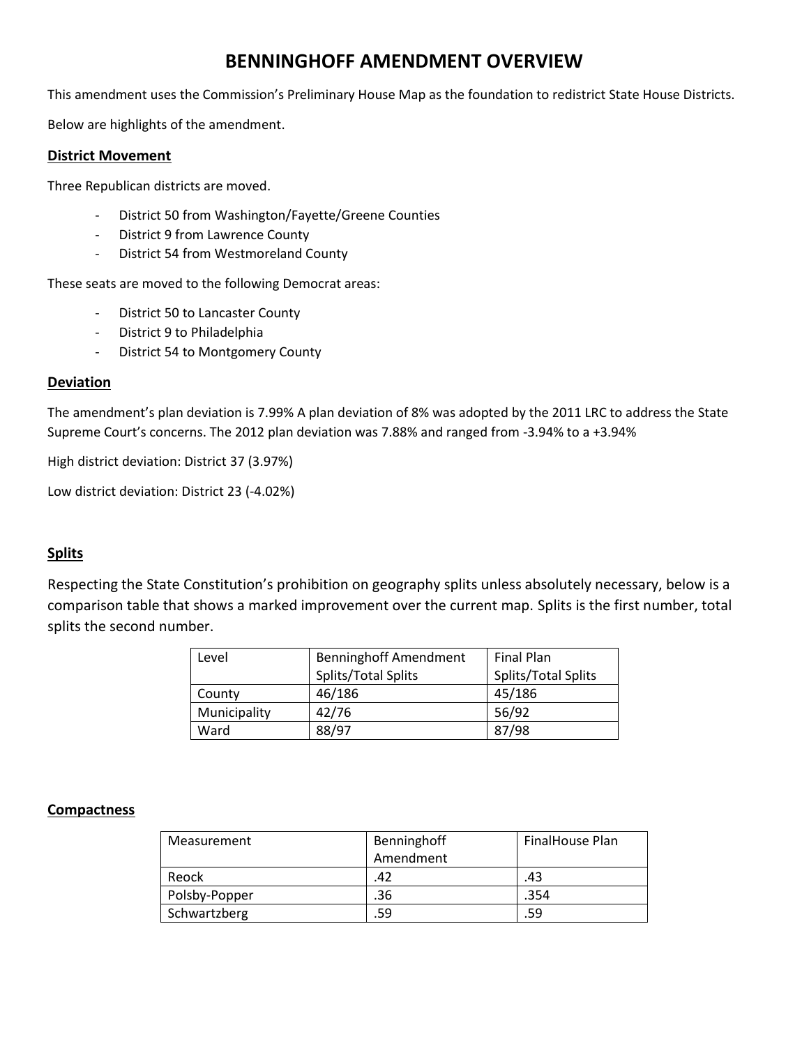# BENNINGHOFF AMENDMENT OVERVIEW

This amendment uses the Commission's Preliminary House Map as the foundation to redistrict State House Districts.

Below are highlights of the amendment.

## District Movement

Three Republican districts are moved.

- District 50 from Washington/Fayette/Greene Counties
- District 9 from Lawrence County
- District 54 from Westmoreland County

These seats are moved to the following Democrat areas:

- District 50 to Lancaster County
- District 9 to Philadelphia
- District 54 to Montgomery County

## Deviation

The amendment's plan deviation is 7.99% A plan deviation of 8% was adopted by the 2011 LRC to address the State Supreme Court's concerns. The 2012 plan deviation was 7.88% and ranged from -3.94% to a +3.94%

High district deviation: District 37 (3.97%)

Low district deviation: District 23 (-4.02%)

## Splits

Respecting the State Constitution's prohibition on geography splits unless absolutely necessary, below is a comparison table that shows a marked improvement over the current map. Splits is the first number, total splits the second number.

| Level | Benninghoff Amendment Splits/Total Splits | Final Plan Splits/Total Splits |
|---|---|---|
| County | 46/186 | 45/186 |
| Municipality | 42/76 | 56/92 |
| Ward | 88/97 | 87/98 |

## Compactness

| Measurement | Benninghoff Amendment | FinalHouse Plan |
|---|---|---|
| Reock | .42 | .43 |
| Polsby-Popper | .36 | .354 |
| Schwartzberg | .59 | .59 |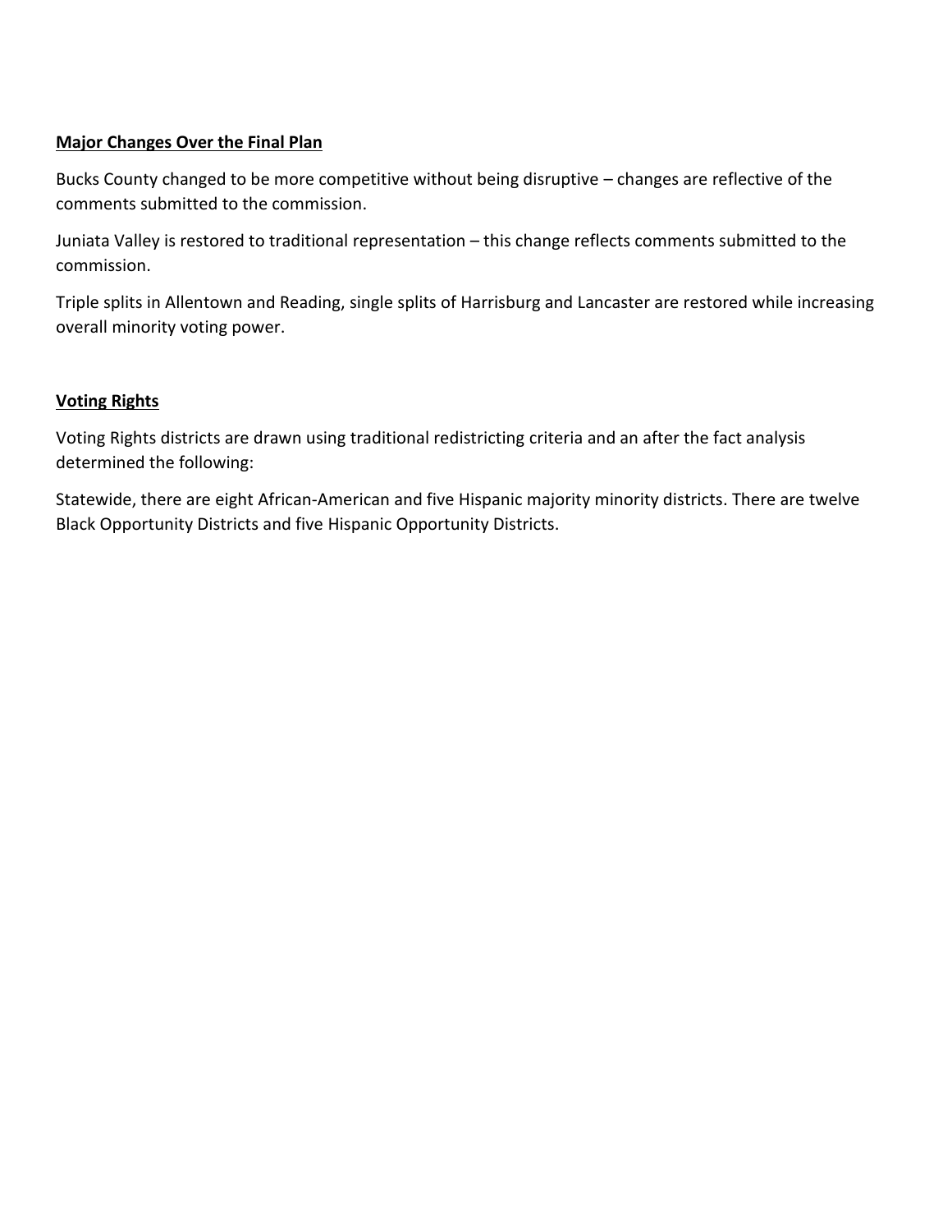## Major Changes Over the Final Plan

Bucks County changed to be more competitive without being disruptive – changes are reflective of the comments submitted to the commission.

Juniata Valley is restored to traditional representation – this change reflects comments submitted to the commission.

Triple splits in Allentown and Reading, single splits of Harrisburg and Lancaster are restored while increasing overall minority voting power.

## Voting Rights

Voting Rights districts are drawn using traditional redistricting criteria and an after the fact analysis determined the following:

Statewide, there are eight African-American and five Hispanic majority minority districts. There are twelve Black Opportunity Districts and five Hispanic Opportunity Districts.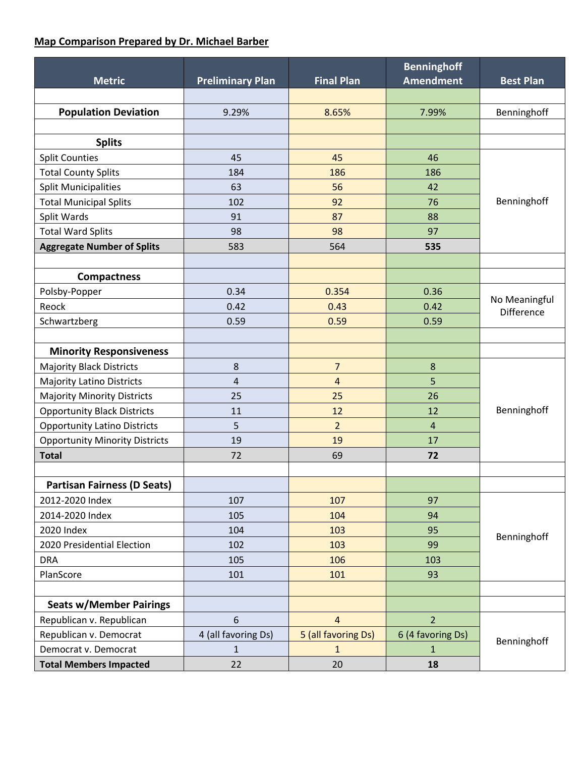**Map Comparison Prepared by Dr. Michael Barber**

| Metric | Preliminary Plan | Final Plan | Benninghoff Amendment | Best Plan |
|---|---|---|---|---|
| | | | | |
| **Population Deviation** | 9.29% | 8.65% | 7.99% | Benninghoff |
| | | | | |
| **Splits** | | | | |
| Split Counties | 45 | 45 | 46 | Benninghoff |
| Total County Splits | 184 | 186 | 186 | |
| Split Municipalities | 63 | 56 | 42 | |
| Total Municipal Splits | 102 | 92 | 76 | |
| Split Wards | 91 | 87 | 88 | |
| Total Ward Splits | 98 | 98 | 97 | |
| **Aggregate Number of Splits** | 583 | 564 | **535** | |
| | | | | |
| **Compactness** | | | | |
| Polsby-Popper | 0.34 | 0.354 | 0.36 | No Meaningful Difference |
| Reock | 0.42 | 0.43 | 0.42 | |
| Schwartzberg | 0.59 | 0.59 | 0.59 | |
| | | | | |
| **Minority Responsiveness** | | | | |
| Majority Black Districts | 8 | 7 | 8 | Benninghoff |
| Majority Latino Districts | 4 | 4 | 5 | |
| Majority Minority Districts | 25 | 25 | 26 | |
| Opportunity Black Districts | 11 | 12 | 12 | |
| Opportunity Latino Districts | 5 | 2 | 4 | |
| Opportunity Minority Districts | 19 | 19 | 17 | |
| **Total** | 72 | 69 | **72** | |
| | | | | |
| **Partisan Fairness (D Seats)** | | | | |
| 2012-2020 Index | 107 | 107 | 97 | Benninghoff |
| 2014-2020 Index | 105 | 104 | 94 | |
| 2020 Index | 104 | 103 | 95 | |
| 2020 Presidential Election | 102 | 103 | 99 | |
| DRA | 105 | 106 | 103 | |
| PlanScore | 101 | 101 | 93 | |
| | | | | |
| **Seats w/Member Pairings** | | | | |
| Republican v. Republican | 6 | 4 | 2 | Benninghoff |
| Republican v. Democrat | 4 (all favoring Ds) | 5 (all favoring Ds) | 6 (4 favoring Ds) | |
| Democrat v. Democrat | 1 | 1 | 1 | |
| **Total Members Impacted** | 22 | 20 | **18** | |